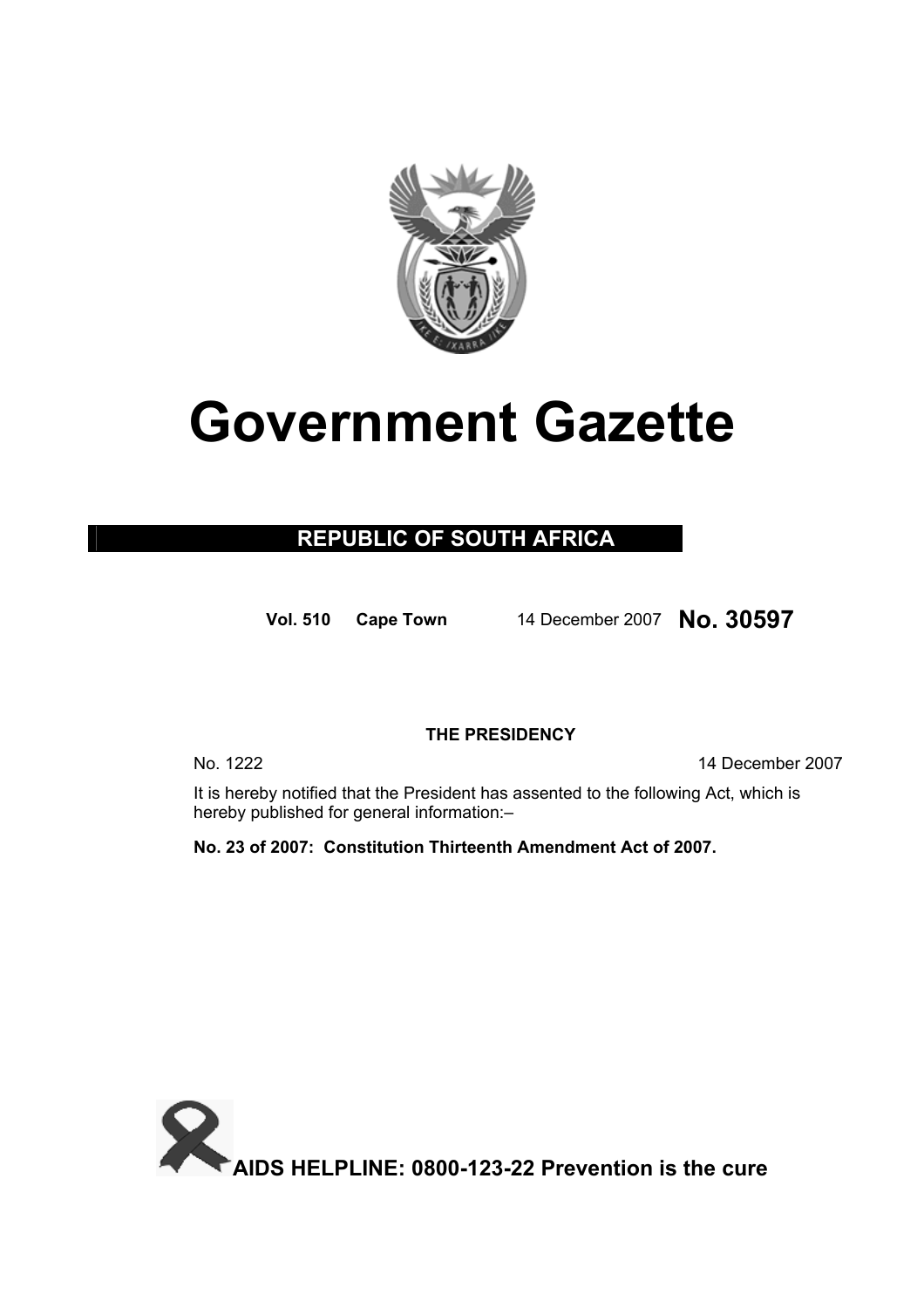# Government Gazette

**REPUBLIC OF SOUTH AFRICA**

**Vol. 510** **Cape Town** 14 December 2007 **No. 30597**

**THE PRESIDENCY**

No. 1222 14 December 2007

It is hereby notified that the President has assented to the following Act, which is hereby published for general information:–

**No. 23 of 2007: Constitution Thirteenth Amendment Act of 2007.**

**AIDS HELPLINE: 0800-123-22 Prevention is the cure**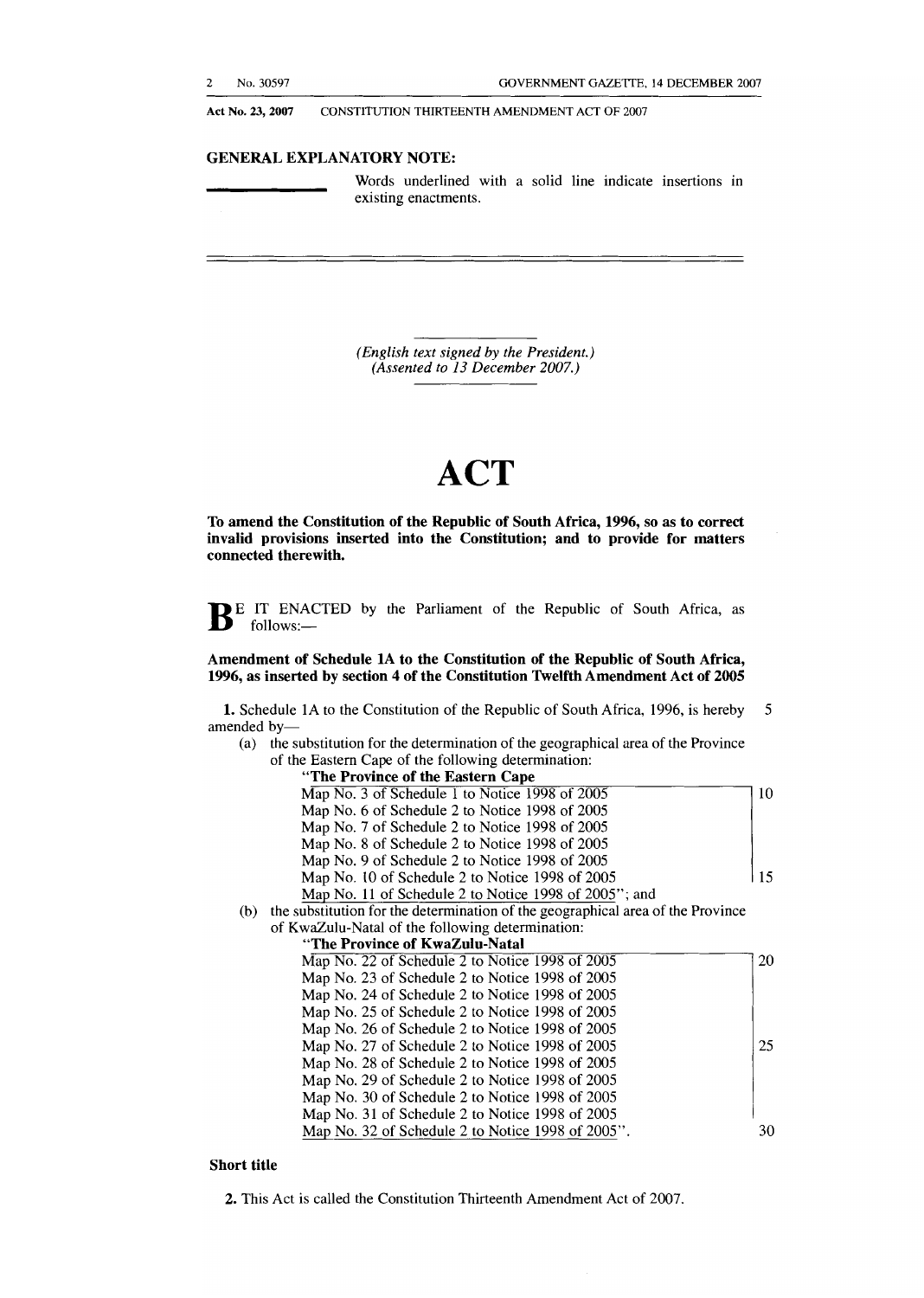**Act No. 23, 2007** CONSTITUTION THIRTEENTH AMENDMENT ACT OF 2007

**GENERAL EXPLANATORY NOTE:**

\_\_\_\_\_\_\_\_\_\_ Words underlined with a solid line indicate insertions in existing enactments.

*(English text signed by the President.)*
*(Assented to 13 December 2007.)*

# ACT

**To amend the Constitution of the Republic of South Africa, 1996, so as to correct invalid provisions inserted into the Constitution; and to provide for matters connected therewith.**

BE IT ENACTED by the Parliament of the Republic of South Africa, as follows:—

**Amendment of Schedule 1A to the Constitution of the Republic of South Africa, 1996, as inserted by section 4 of the Constitution Twelfth Amendment Act of 2005**

**1.** Schedule 1A to the Constitution of the Republic of South Africa, 1996, is hereby amended by—

(a) the substitution for the determination of the geographical area of the Province of the Eastern Cape of the following determination:

**"The Province of the Eastern Cape**

Map No. 3 of Schedule 1 to Notice 1998 of 2005
Map No. 6 of Schedule 2 to Notice 1998 of 2005
Map No. 7 of Schedule 2 to Notice 1998 of 2005
Map No. 8 of Schedule 2 to Notice 1998 of 2005
Map No. 9 of Schedule 2 to Notice 1998 of 2005
Map No. 10 of Schedule 2 to Notice 1998 of 2005
<u>Map No. 11 of Schedule 2 to Notice 1998 of 2005</u>"; and

(b) the substitution for the determination of the geographical area of the Province of KwaZulu-Natal of the following determination:

**"The Province of KwaZulu-Natal**

Map No. 22 of Schedule 2 to Notice 1998 of 2005
Map No. 23 of Schedule 2 to Notice 1998 of 2005
Map No. 24 of Schedule 2 to Notice 1998 of 2005
Map No. 25 of Schedule 2 to Notice 1998 of 2005
Map No. 26 of Schedule 2 to Notice 1998 of 2005
Map No. 27 of Schedule 2 to Notice 1998 of 2005
Map No. 28 of Schedule 2 to Notice 1998 of 2005
Map No. 29 of Schedule 2 to Notice 1998 of 2005
Map No. 30 of Schedule 2 to Notice 1998 of 2005
Map No. 31 of Schedule 2 to Notice 1998 of 2005
<u>Map No. 32 of Schedule 2 to Notice 1998 of 2005</u>".

**Short title**

**2.** This Act is called the Constitution Thirteenth Amendment Act of 2007.